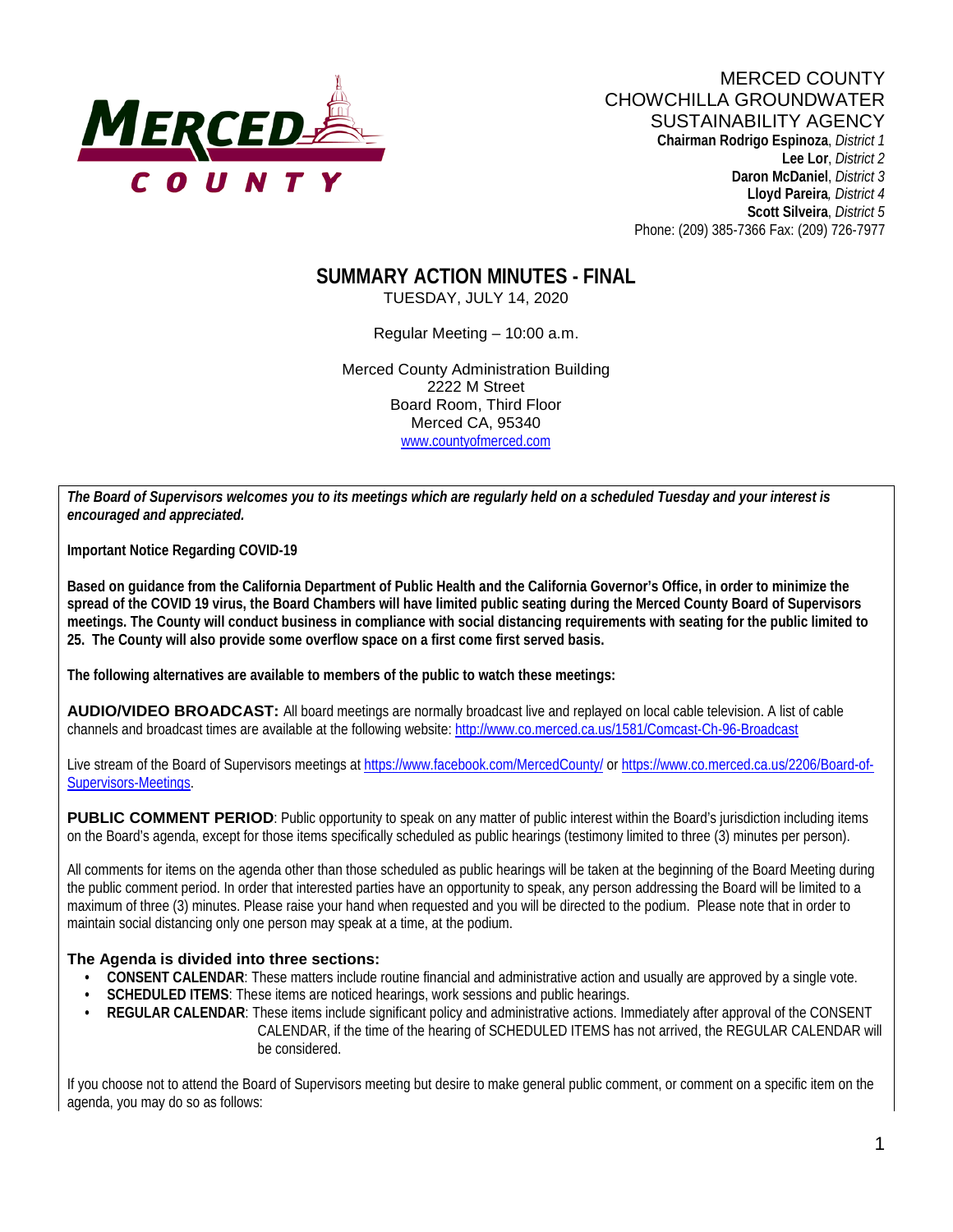MERCED COUNTY
CHOWCHILLA GROUNDWATER
SUSTAINABILITY AGENCY

**Chairman Rodrigo Espinoza**, *District 1*
**Lee Lor**, *District 2*
**Daron McDaniel**, *District 3*
**Lloyd Pareira**, *District 4*
**Scott Silveira**, *District 5*
Phone: (209) 385-7366 Fax: (209) 726-7977

# SUMMARY ACTION MINUTES - FINAL

TUESDAY, JULY 14, 2020

Regular Meeting – 10:00 a.m.

Merced County Administration Building
2222 M Street
Board Room, Third Floor
Merced CA, 95340
www.countyofmerced.com

***The Board of Supervisors welcomes you to its meetings which are regularly held on a scheduled Tuesday and your interest is encouraged and appreciated.***

**Important Notice Regarding COVID-19**

**Based on guidance from the California Department of Public Health and the California Governor's Office, in order to minimize the spread of the COVID 19 virus, the Board Chambers will have limited public seating during the Merced County Board of Supervisors meetings. The County will conduct business in compliance with social distancing requirements with seating for the public limited to 25. The County will also provide some overflow space on a first come first served basis.**

**The following alternatives are available to members of the public to watch these meetings:**

**AUDIO/VIDEO BROADCAST:** All board meetings are normally broadcast live and replayed on local cable television. A list of cable channels and broadcast times are available at the following website: http://www.co.merced.ca.us/1581/Comcast-Ch-96-Broadcast

Live stream of the Board of Supervisors meetings at https://www.facebook.com/MercedCounty/ or https://www.co.merced.ca.us/2206/Board-of-Supervisors-Meetings.

**PUBLIC COMMENT PERIOD**: Public opportunity to speak on any matter of public interest within the Board's jurisdiction including items on the Board's agenda, except for those items specifically scheduled as public hearings (testimony limited to three (3) minutes per person).

All comments for items on the agenda other than those scheduled as public hearings will be taken at the beginning of the Board Meeting during the public comment period. In order that interested parties have an opportunity to speak, any person addressing the Board will be limited to a maximum of three (3) minutes. Please raise your hand when requested and you will be directed to the podium. Please note that in order to maintain social distancing only one person may speak at a time, at the podium.

### The Agenda is divided into three sections:

- **CONSENT CALENDAR**: These matters include routine financial and administrative action and usually are approved by a single vote.
- **SCHEDULED ITEMS**: These items are noticed hearings, work sessions and public hearings.
- **REGULAR CALENDAR**: These items include significant policy and administrative actions. Immediately after approval of the CONSENT CALENDAR, if the time of the hearing of SCHEDULED ITEMS has not arrived, the REGULAR CALENDAR will be considered.

If you choose not to attend the Board of Supervisors meeting but desire to make general public comment, or comment on a specific item on the agenda, you may do so as follows: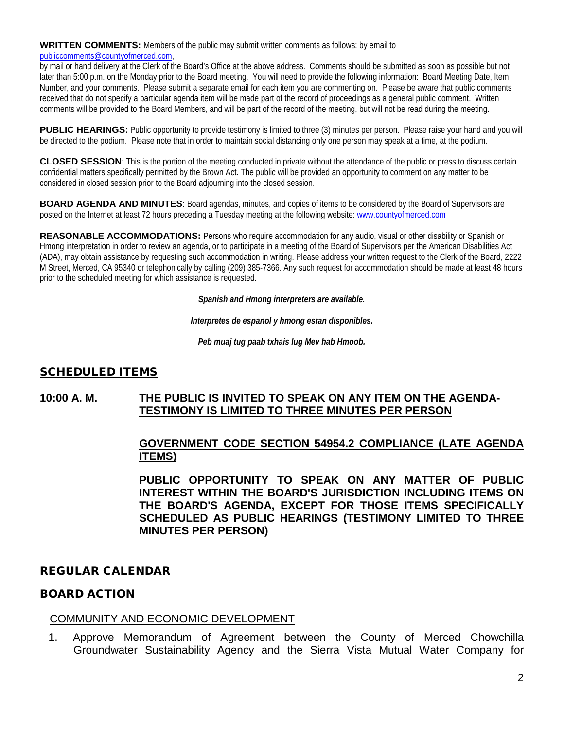**WRITTEN COMMENTS:** Members of the public may submit written comments as follows: by email to publiccomments@countyofmerced.com, by mail or hand delivery at the Clerk of the Board's Office at the above address. Comments should be submitted as soon as possible but not later than 5:00 p.m. on the Monday prior to the Board meeting. You will need to provide the following information: Board Meeting Date, Item Number, and your comments. Please submit a separate email for each item you are commenting on. Please be aware that public comments received that do not specify a particular agenda item will be made part of the record of proceedings as a general public comment. Written comments will be provided to the Board Members, and will be part of the record of the meeting, but will not be read during the meeting.

**PUBLIC HEARINGS:** Public opportunity to provide testimony is limited to three (3) minutes per person. Please raise your hand and you will be directed to the podium. Please note that in order to maintain social distancing only one person may speak at a time, at the podium.

**CLOSED SESSION**: This is the portion of the meeting conducted in private without the attendance of the public or press to discuss certain confidential matters specifically permitted by the Brown Act. The public will be provided an opportunity to comment on any matter to be considered in closed session prior to the Board adjourning into the closed session.

**BOARD AGENDA AND MINUTES**: Board agendas, minutes, and copies of items to be considered by the Board of Supervisors are posted on the Internet at least 72 hours preceding a Tuesday meeting at the following website: www.countyofmerced.com

**REASONABLE ACCOMMODATIONS:** Persons who require accommodation for any audio, visual or other disability or Spanish or Hmong interpretation in order to review an agenda, or to participate in a meeting of the Board of Supervisors per the American Disabilities Act (ADA), may obtain assistance by requesting such accommodation in writing. Please address your written request to the Clerk of the Board, 2222 M Street, Merced, CA 95340 or telephonically by calling (209) 385-7366. Any such request for accommodation should be made at least 48 hours prior to the scheduled meeting for which assistance is requested.

***Spanish and Hmong interpreters are available.***

***Interpretes de espanol y hmong estan disponibles.***

***Peb muaj tug paab txhais lug Mev hab Hmoob.***

## SCHEDULED ITEMS

**10:00 A. M.** **THE PUBLIC IS INVITED TO SPEAK ON ANY ITEM ON THE AGENDA-TESTIMONY IS LIMITED TO THREE MINUTES PER PERSON**

**GOVERNMENT CODE SECTION 54954.2 COMPLIANCE (LATE AGENDA ITEMS)**

**PUBLIC OPPORTUNITY TO SPEAK ON ANY MATTER OF PUBLIC INTEREST WITHIN THE BOARD'S JURISDICTION INCLUDING ITEMS ON THE BOARD'S AGENDA, EXCEPT FOR THOSE ITEMS SPECIFICALLY SCHEDULED AS PUBLIC HEARINGS (TESTIMONY LIMITED TO THREE MINUTES PER PERSON)**

## REGULAR CALENDAR

## BOARD ACTION

### COMMUNITY AND ECONOMIC DEVELOPMENT

1. Approve Memorandum of Agreement between the County of Merced Chowchilla Groundwater Sustainability Agency and the Sierra Vista Mutual Water Company for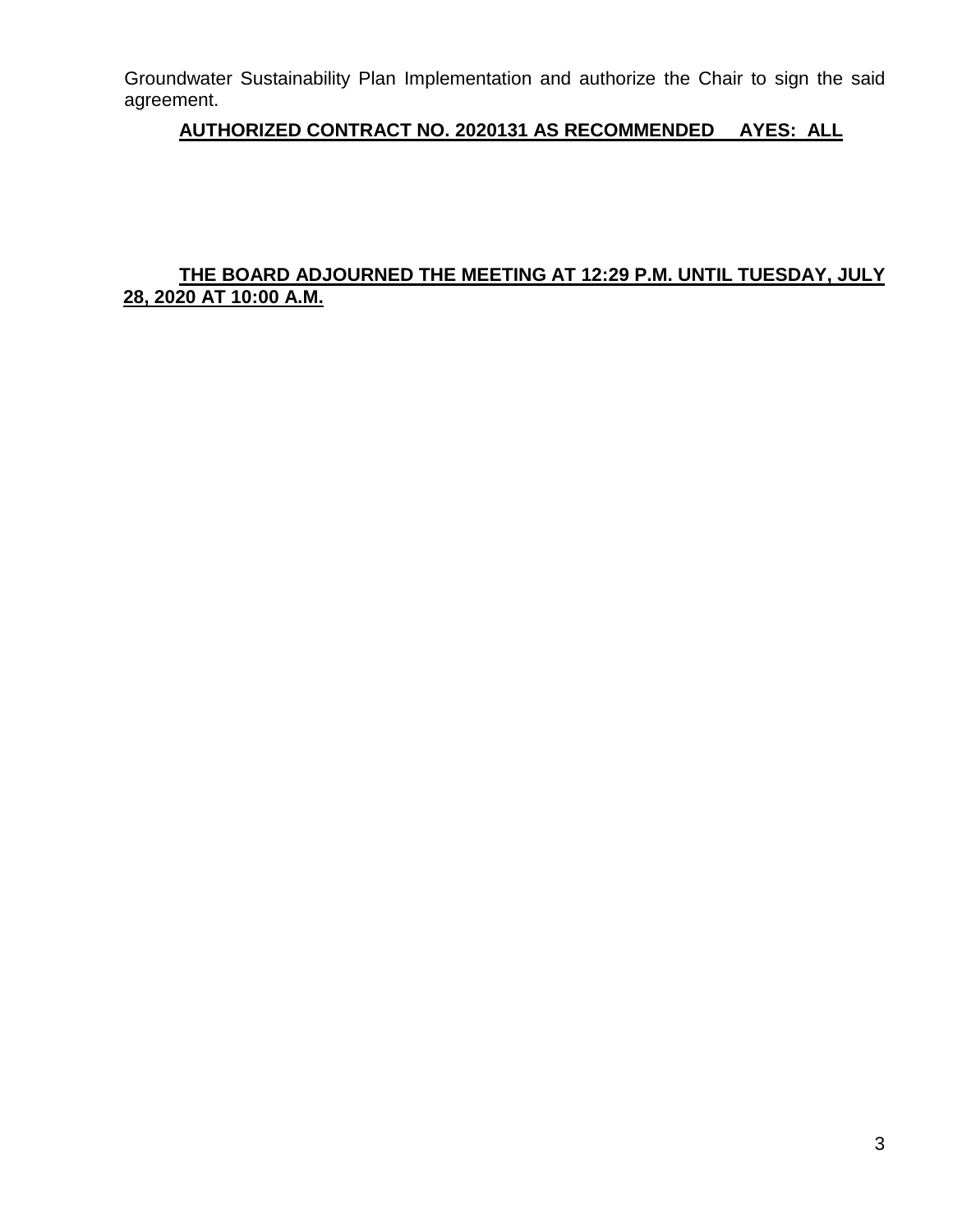Groundwater Sustainability Plan Implementation and authorize the Chair to sign the said agreement.

**AUTHORIZED CONTRACT NO. 2020131 AS RECOMMENDED AYES: ALL**

**THE BOARD ADJOURNED THE MEETING AT 12:29 P.M. UNTIL TUESDAY, JULY 28, 2020 AT 10:00 A.M.**